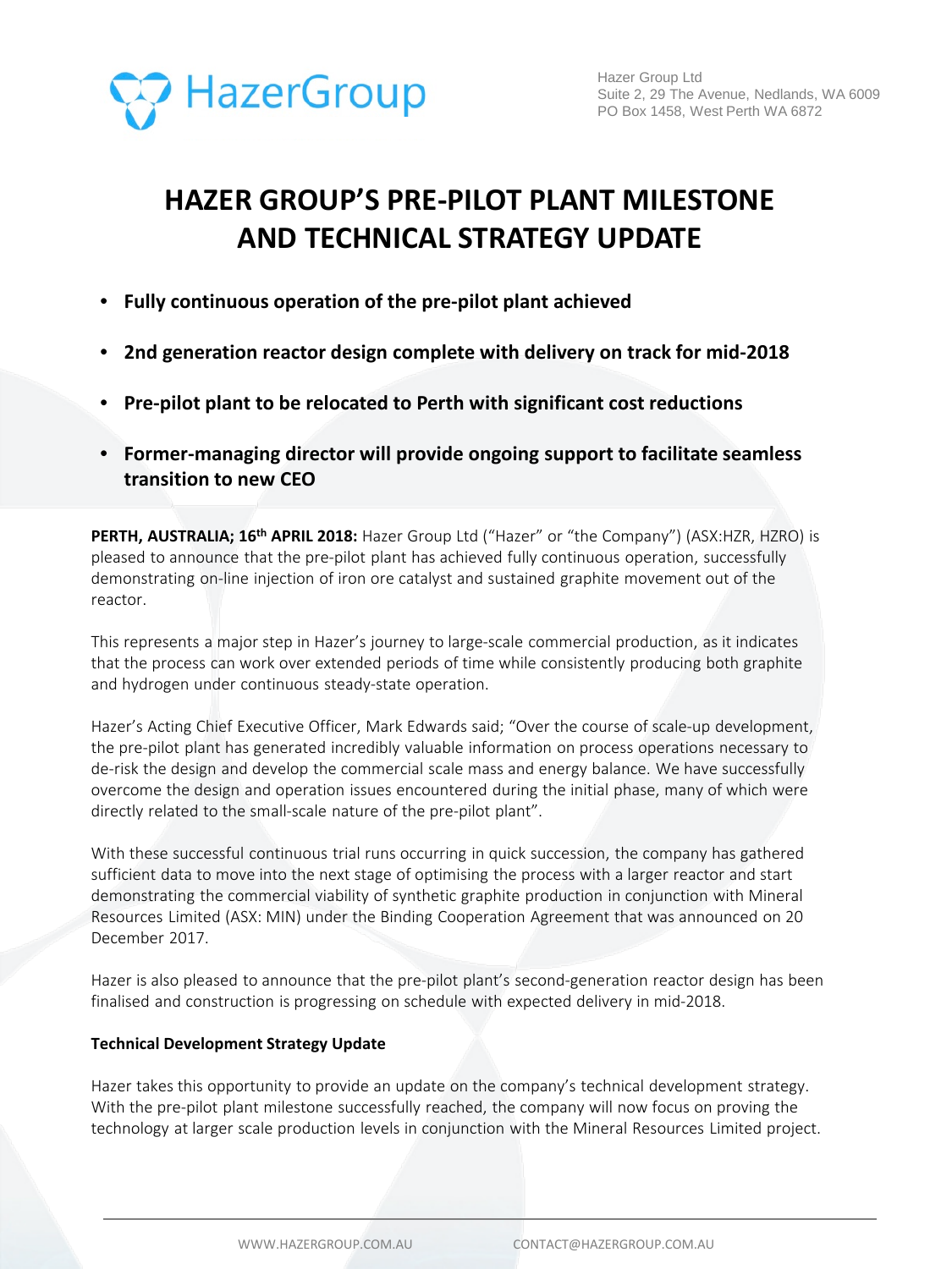Hazer Group Ltd
Suite 2, 29 The Avenue, Nedlands, WA 6009
PO Box 1458, West Perth WA 6872

# HAZER GROUP'S PRE-PILOT PLANT MILESTONE AND TECHNICAL STRATEGY UPDATE

- **Fully continuous operation of the pre-pilot plant achieved**
- **2nd generation reactor design complete with delivery on track for mid-2018**
- **Pre-pilot plant to be relocated to Perth with significant cost reductions**
- **Former-managing director will provide ongoing support to facilitate seamless transition to new CEO**

**PERTH, AUSTRALIA; 16th APRIL 2018:** Hazer Group Ltd ("Hazer" or "the Company") (ASX:HZR, HZRO) is pleased to announce that the pre-pilot plant has achieved fully continuous operation, successfully demonstrating on-line injection of iron ore catalyst and sustained graphite movement out of the reactor.

This represents a major step in Hazer's journey to large-scale commercial production, as it indicates that the process can work over extended periods of time while consistently producing both graphite and hydrogen under continuous steady-state operation.

Hazer's Acting Chief Executive Officer, Mark Edwards said; "Over the course of scale-up development, the pre-pilot plant has generated incredibly valuable information on process operations necessary to de-risk the design and develop the commercial scale mass and energy balance. We have successfully overcome the design and operation issues encountered during the initial phase, many of which were directly related to the small-scale nature of the pre-pilot plant".

With these successful continuous trial runs occurring in quick succession, the company has gathered sufficient data to move into the next stage of optimising the process with a larger reactor and start demonstrating the commercial viability of synthetic graphite production in conjunction with Mineral Resources Limited (ASX: MIN) under the Binding Cooperation Agreement that was announced on 20 December 2017.

Hazer is also pleased to announce that the pre-pilot plant's second-generation reactor design has been finalised and construction is progressing on schedule with expected delivery in mid-2018.

**Technical Development Strategy Update**

Hazer takes this opportunity to provide an update on the company's technical development strategy. With the pre-pilot plant milestone successfully reached, the company will now focus on proving the technology at larger scale production levels in conjunction with the Mineral Resources Limited project.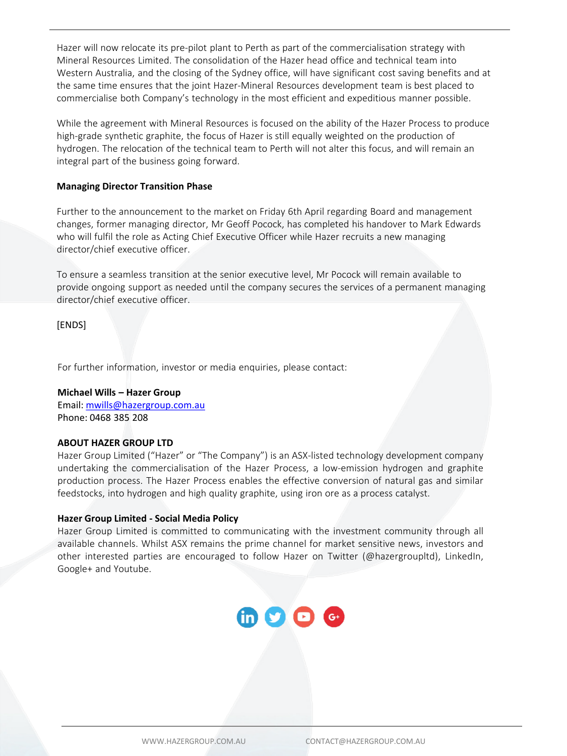Hazer will now relocate its pre-pilot plant to Perth as part of the commercialisation strategy with Mineral Resources Limited. The consolidation of the Hazer head office and technical team into Western Australia, and the closing of the Sydney office, will have significant cost saving benefits and at the same time ensures that the joint Hazer-Mineral Resources development team is best placed to commercialise both Company's technology in the most efficient and expeditious manner possible.

While the agreement with Mineral Resources is focused on the ability of the Hazer Process to produce high-grade synthetic graphite, the focus of Hazer is still equally weighted on the production of hydrogen. The relocation of the technical team to Perth will not alter this focus, and will remain an integral part of the business going forward.

**Managing Director Transition Phase**

Further to the announcement to the market on Friday 6th April regarding Board and management changes, former managing director, Mr Geoff Pocock, has completed his handover to Mark Edwards who will fulfil the role as Acting Chief Executive Officer while Hazer recruits a new managing director/chief executive officer.

To ensure a seamless transition at the senior executive level, Mr Pocock will remain available to provide ongoing support as needed until the company secures the services of a permanent managing director/chief executive officer.

[ENDS]

For further information, investor or media enquiries, please contact:

**Michael Wills – Hazer Group**
Email: mwills@hazergroup.com.au
Phone: 0468 385 208

**ABOUT HAZER GROUP LTD**
Hazer Group Limited ("Hazer" or "The Company") is an ASX-listed technology development company undertaking the commercialisation of the Hazer Process, a low-emission hydrogen and graphite production process. The Hazer Process enables the effective conversion of natural gas and similar feedstocks, into hydrogen and high quality graphite, using iron ore as a process catalyst.

**Hazer Group Limited - Social Media Policy**
Hazer Group Limited is committed to communicating with the investment community through all available channels. Whilst ASX remains the prime channel for market sensitive news, investors and other interested parties are encouraged to follow Hazer on Twitter (@hazergroupltd), LinkedIn, Google+ and Youtube.

WWW.HAZERGROUP.COM.AU CONTACT@HAZERGROUP.COM.AU